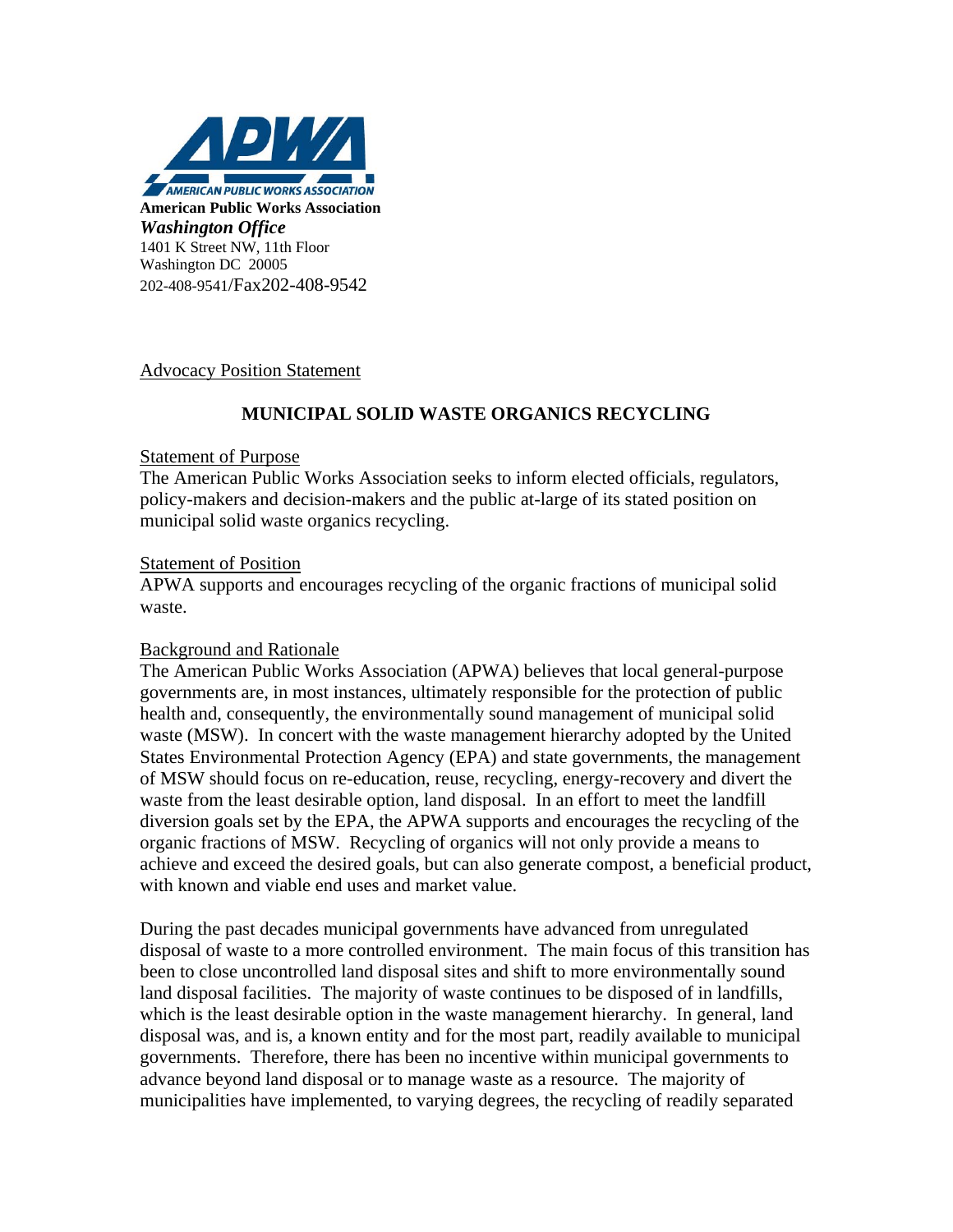**American Public Works Association**
*Washington Office*
1401 K Street NW, 11th Floor
Washington DC 20005
202-408-9541/Fax202-408-9542

Advocacy Position Statement

## MUNICIPAL SOLID WASTE ORGANICS RECYCLING

Statement of Purpose

The American Public Works Association seeks to inform elected officials, regulators, policy-makers and decision-makers and the public at-large of its stated position on municipal solid waste organics recycling.

Statement of Position

APWA supports and encourages recycling of the organic fractions of municipal solid waste.

Background and Rationale

The American Public Works Association (APWA) believes that local general-purpose governments are, in most instances, ultimately responsible for the protection of public health and, consequently, the environmentally sound management of municipal solid waste (MSW). In concert with the waste management hierarchy adopted by the United States Environmental Protection Agency (EPA) and state governments, the management of MSW should focus on re-education, reuse, recycling, energy-recovery and divert the waste from the least desirable option, land disposal. In an effort to meet the landfill diversion goals set by the EPA, the APWA supports and encourages the recycling of the organic fractions of MSW. Recycling of organics will not only provide a means to achieve and exceed the desired goals, but can also generate compost, a beneficial product, with known and viable end uses and market value.

During the past decades municipal governments have advanced from unregulated disposal of waste to a more controlled environment. The main focus of this transition has been to close uncontrolled land disposal sites and shift to more environmentally sound land disposal facilities. The majority of waste continues to be disposed of in landfills, which is the least desirable option in the waste management hierarchy. In general, land disposal was, and is, a known entity and for the most part, readily available to municipal governments. Therefore, there has been no incentive within municipal governments to advance beyond land disposal or to manage waste as a resource. The majority of municipalities have implemented, to varying degrees, the recycling of readily separated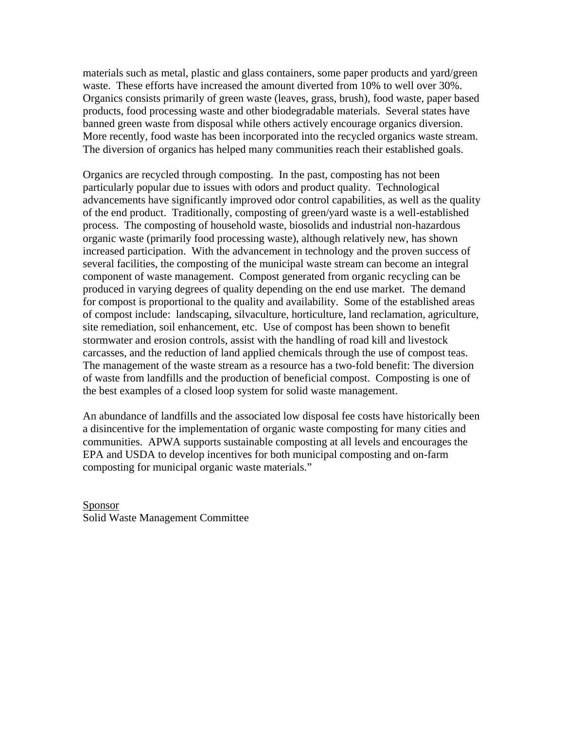materials such as metal, plastic and glass containers, some paper products and yard/green waste. These efforts have increased the amount diverted from 10% to well over 30%. Organics consists primarily of green waste (leaves, grass, brush), food waste, paper based products, food processing waste and other biodegradable materials. Several states have banned green waste from disposal while others actively encourage organics diversion. More recently, food waste has been incorporated into the recycled organics waste stream. The diversion of organics has helped many communities reach their established goals.

Organics are recycled through composting. In the past, composting has not been particularly popular due to issues with odors and product quality. Technological advancements have significantly improved odor control capabilities, as well as the quality of the end product. Traditionally, composting of green/yard waste is a well-established process. The composting of household waste, biosolids and industrial non-hazardous organic waste (primarily food processing waste), although relatively new, has shown increased participation. With the advancement in technology and the proven success of several facilities, the composting of the municipal waste stream can become an integral component of waste management. Compost generated from organic recycling can be produced in varying degrees of quality depending on the end use market. The demand for compost is proportional to the quality and availability. Some of the established areas of compost include: landscaping, silvaculture, horticulture, land reclamation, agriculture, site remediation, soil enhancement, etc. Use of compost has been shown to benefit stormwater and erosion controls, assist with the handling of road kill and livestock carcasses, and the reduction of land applied chemicals through the use of compost teas. The management of the waste stream as a resource has a two-fold benefit: The diversion of waste from landfills and the production of beneficial compost. Composting is one of the best examples of a closed loop system for solid waste management.

An abundance of landfills and the associated low disposal fee costs have historically been a disincentive for the implementation of organic waste composting for many cities and communities. APWA supports sustainable composting at all levels and encourages the EPA and USDA to develop incentives for both municipal composting and on-farm composting for municipal organic waste materials."

<u>Sponsor</u>
Solid Waste Management Committee